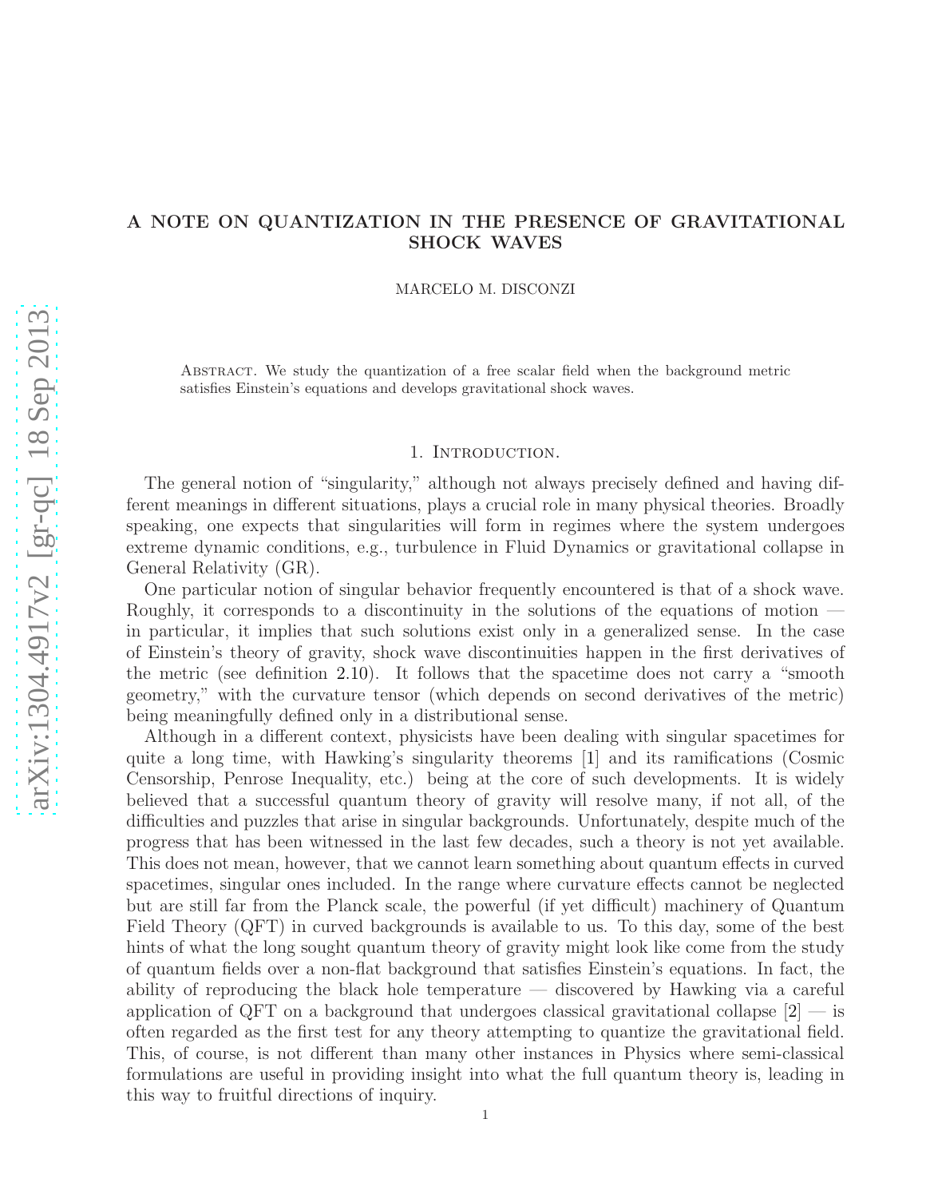# A NOTE ON QUANTIZATION IN THE PRESENCE OF GRAVITATIONAL SHOCK WAVES

MARCELO M. DISCONZI

Abstract. We study the quantization of a free scalar field when the background metric satisfies Einstein's equations and develops gravitational shock waves.

## 1. Introduction.

The general notion of "singularity," although not always precisely defined and having different meanings in different situations, plays a crucial role in many physical theories. Broadly speaking, one expects that singularities will form in regimes where the system undergoes extreme dynamic conditions, e.g., turbulence in Fluid Dynamics or gravitational collapse in General Relativity (GR).

One particular notion of singular behavior frequently encountered is that of a shock wave. Roughly, it corresponds to a discontinuity in the solutions of the equations of motion — in particular, it implies that such solutions exist only in a generalized sense. In the case of Einstein's theory of gravity, shock wave discontinuities happen in the first derivatives of the metric (see definition 2.10). It follows that the spacetime does not carry a "smooth geometry," with the curvature tensor (which depends on second derivatives of the metric) being meaningfully defined only in a distributional sense.

Although in a different context, physicists have been dealing with singular spacetimes for quite a long time, with Hawking's singularity theorems [1] and its ramifications (Cosmic Censorship, Penrose Inequality, etc.) being at the core of such developments. It is widely believed that a successful quantum theory of gravity will resolve many, if not all, of the difficulties and puzzles that arise in singular backgrounds. Unfortunately, despite much of the progress that has been witnessed in the last few decades, such a theory is not yet available. This does not mean, however, that we cannot learn something about quantum effects in curved spacetimes, singular ones included. In the range where curvature effects cannot be neglected but are still far from the Planck scale, the powerful (if yet difficult) machinery of Quantum Field Theory (QFT) in curved backgrounds is available to us. To this day, some of the best hints of what the long sought quantum theory of gravity might look like come from the study of quantum fields over a non-flat background that satisfies Einstein's equations. In fact, the ability of reproducing the black hole temperature — discovered by Hawking via a careful application of QFT on a background that undergoes classical gravitational collapse [2] — is often regarded as the first test for any theory attempting to quantize the gravitational field. This, of course, is not different than many other instances in Physics where semi-classical formulations are useful in providing insight into what the full quantum theory is, leading in this way to fruitful directions of inquiry.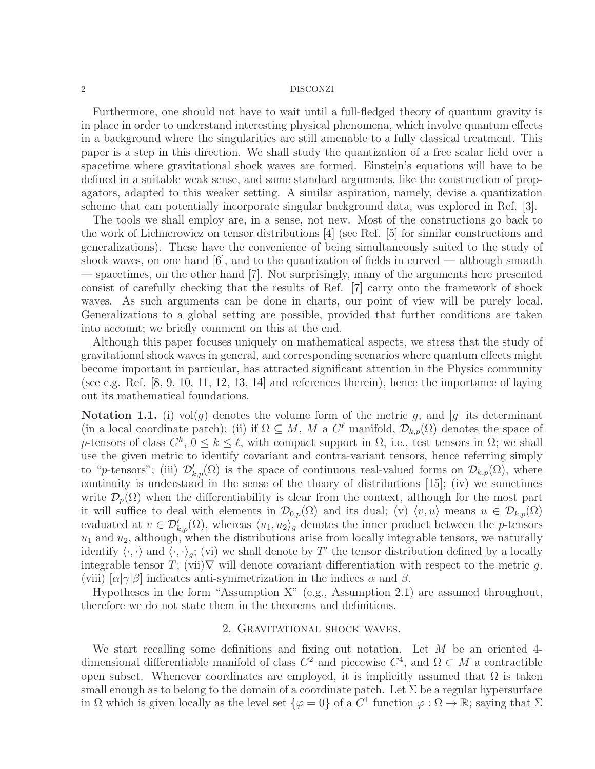Furthermore, one should not have to wait until a full-fledged theory of quantum gravity is in place in order to understand interesting physical phenomena, which involve quantum effects in a background where the singularities are still amenable to a fully classical treatment. This paper is a step in this direction. We shall study the quantization of a free scalar field over a spacetime where gravitational shock waves are formed. Einstein's equations will have to be defined in a suitable weak sense, and some standard arguments, like the construction of propagators, adapted to this weaker setting. A similar aspiration, namely, devise a quantization scheme that can potentially incorporate singular background data, was explored in Ref. [3].

The tools we shall employ are, in a sense, not new. Most of the constructions go back to the work of Lichnerowicz on tensor distributions [4] (see Ref. [5] for similar constructions and generalizations). These have the convenience of being simultaneously suited to the study of shock waves, on one hand [6], and to the quantization of fields in curved — although smooth — spacetimes, on the other hand [7]. Not surprisingly, many of the arguments here presented consist of carefully checking that the results of Ref. [7] carry onto the framework of shock waves. As such arguments can be done in charts, our point of view will be purely local. Generalizations to a global setting are possible, provided that further conditions are taken into account; we briefly comment on this at the end.

Although this paper focuses uniquely on mathematical aspects, we stress that the study of gravitational shock waves in general, and corresponding scenarios where quantum effects might become important in particular, has attracted significant attention in the Physics community (see e.g. Ref. [8, 9, 10, 11, 12, 13, 14] and references therein), hence the importance of laying out its mathematical foundations.

**Notation 1.1.** (i) $\text{vol}(g)$ denotes the volume form of the metric $g$, and $|g|$ its determinant (in a local coordinate patch); (ii) if $\Omega \subseteq M$, $M$ a $C^\ell$ manifold, $\mathcal{D}_{k,p}(\Omega)$ denotes the space of $p$-tensors of class $C^k$, $0 \leq k \leq \ell$, with compact support in $\Omega$, i.e., test tensors in $\Omega$; we shall use the given metric to identify covariant and contra-variant tensors, hence referring simply to "$p$-tensors"; (iii) $\mathcal{D}'_{k,p}(\Omega)$ is the space of continuous real-valued forms on $\mathcal{D}_{k,p}(\Omega)$, where continuity is understood in the sense of the theory of distributions [15]; (iv) we sometimes write $\mathcal{D}_p(\Omega)$ when the differentiability is clear from the context, although for the most part it will suffice to deal with elements in $\mathcal{D}_{0,p}(\Omega)$ and its dual; (v) $\langle v, u \rangle$ means $u \in \mathcal{D}_{k,p}(\Omega)$ evaluated at $v \in \mathcal{D}'_{k,p}(\Omega)$, whereas $\langle u_1, u_2 \rangle_g$ denotes the inner product between the $p$-tensors $u_1$ and $u_2$, although, when the distributions arise from locally integrable tensors, we naturally identify $\langle \cdot, \cdot \rangle$ and $\langle \cdot, \cdot \rangle_g$; (vi) we shall denote by $T'$ the tensor distribution defined by a locally integrable tensor $T$; (vii)$\nabla$ will denote covariant differentiation with respect to the metric $g$. (viii) $[\alpha|\gamma|\beta]$ indicates anti-symmetrization in the indices $\alpha$ and $\beta$.

Hypotheses in the form "Assumption X" (e.g., Assumption 2.1) are assumed throughout, therefore we do not state them in the theorems and definitions.

## 2. Gravitational shock waves.

We start recalling some definitions and fixing out notation. Let $M$ be an oriented 4-dimensional differentiable manifold of class $C^2$ and piecewise $C^4$, and $\Omega \subset M$ a contractible open subset. Whenever coordinates are employed, it is implicitly assumed that $\Omega$ is taken small enough as to belong to the domain of a coordinate patch. Let $\Sigma$ be a regular hypersurface in $\Omega$ which is given locally as the level set $\{\varphi = 0\}$ of a $C^1$ function $\varphi : \Omega \to \mathbb{R}$; saying that $\Sigma$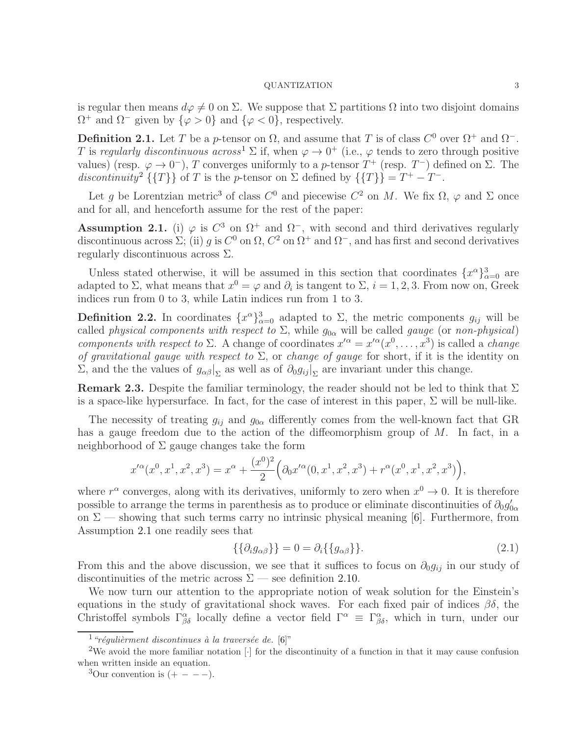is regular then means $d\varphi \neq 0$ on $\Sigma$. We suppose that $\Sigma$ partitions $\Omega$ into two disjoint domains $\Omega^+$ and $\Omega^-$ given by $\{\varphi > 0\}$ and $\{\varphi < 0\}$, respectively.

**Definition 2.1.** *Let $T$ be a $p$-tensor on $\Omega$, and assume that $T$ is of class $C^0$ over $\Omega^+$ and $\Omega^-$. $T$ is regularly discontinuous across*[1] *$\Sigma$ if, when $\varphi \to 0^+$ (i.e., $\varphi$ tends to zero through positive values) (resp. $\varphi \to 0^-$), $T$ converges uniformly to a $p$-tensor $T^+$ (resp. $T^-$) defined on $\Sigma$. The discontinuity*[2] *$\{\{T\}\}$ of $T$ is the $p$-tensor on $\Sigma$ defined by $\{\{T\}\} = T^+ - T^-$.*

Let $g$ be Lorentzian metric[3] of class $C^0$ and piecewise $C^2$ on $M$. We fix $\Omega$, $\varphi$ and $\Sigma$ once and for all, and henceforth assume for the rest of the paper:

**Assumption 2.1.** *(i) $\varphi$ is $C^3$ on $\Omega^+$ and $\Omega^-$, with second and third derivatives regularly discontinuous across $\Sigma$; (ii) $g$ is $C^0$ on $\Omega$, $C^2$ on $\Omega^+$ and $\Omega^-$, and has first and second derivatives regularly discontinuous across $\Sigma$.*

Unless stated otherwise, it will be assumed in this section that coordinates $\{x^\alpha\}_{\alpha=0}^3$ are adapted to $\Sigma$, what means that $x^0 = \varphi$ and $\partial_i$ is tangent to $\Sigma$, $i = 1, 2, 3$. From now on, Greek indices run from 0 to 3, while Latin indices run from 1 to 3.

**Definition 2.2.** *In coordinates $\{x^\alpha\}_{\alpha=0}^3$ adapted to $\Sigma$, the metric components $g_{ij}$ will be called physical components with respect to $\Sigma$, while $g_{0\alpha}$ will be called gauge (or non-physical) components with respect to $\Sigma$. A change of coordinates $x'^\alpha = x'^\alpha(x^0, \ldots, x^3)$ is called a change of gravitational gauge with respect to $\Sigma$, or change of gauge for short, if it is the identity on $\Sigma$, and the the values of $g_{\alpha\beta}|_\Sigma$ as well as of $\partial_0 g_{ij}|_\Sigma$ are invariant under this change.*

**Remark 2.3.** Despite the familiar terminology, the reader should not be led to think that $\Sigma$ is a space-like hypersurface. In fact, for the case of interest in this paper, $\Sigma$ will be null-like.

The necessity of treating $g_{ij}$ and $g_{0\alpha}$ differently comes from the well-known fact that GR has a gauge freedom due to the action of the diffeomorphism group of $M$. In fact, in a neighborhood of $\Sigma$ gauge changes take the form

$$x'^\alpha(x^0, x^1, x^2, x^3) = x^\alpha + \frac{(x^0)^2}{2}\Big(\partial_0 x'^\alpha(0, x^1, x^2, x^3) + r^\alpha(x^0, x^1, x^2, x^3)\Big),$$

where $r^\alpha$ converges, along with its derivatives, uniformly to zero when $x^0 \to 0$. It is therefore possible to arrange the terms in parenthesis as to produce or eliminate discontinuities of $\partial_0 g'_{0\alpha}$ on $\Sigma$ — showing that such terms carry no intrinsic physical meaning [6]. Furthermore, from Assumption 2.1 one readily sees that

$$\{\{\partial_i g_{\alpha\beta}\}\} = 0 = \partial_i \{\{g_{\alpha\beta}\}\}. \tag{2.1}$$

From this and the above discussion, we see that it suffices to focus on $\partial_0 g_{ij}$ in our study of discontinuities of the metric across $\Sigma$ — see definition 2.10.

We now turn our attention to the appropriate notion of weak solution for the Einstein's equations in the study of gravitational shock waves. For each fixed pair of indices $\beta\delta$, the Christoffel symbols $\Gamma^\alpha_{\beta\delta}$ locally define a vector field $\Gamma^\alpha \equiv \Gamma^\alpha_{\beta\delta}$, which in turn, under our

[1] *"régulièrment discontinues à la traversée de.* [6]*"*

[2] We avoid the more familiar notation $[\cdot]$ for the discontinuity of a function in that it may cause confusion when written inside an equation.

[3] Our convention is $(+ - - -)$.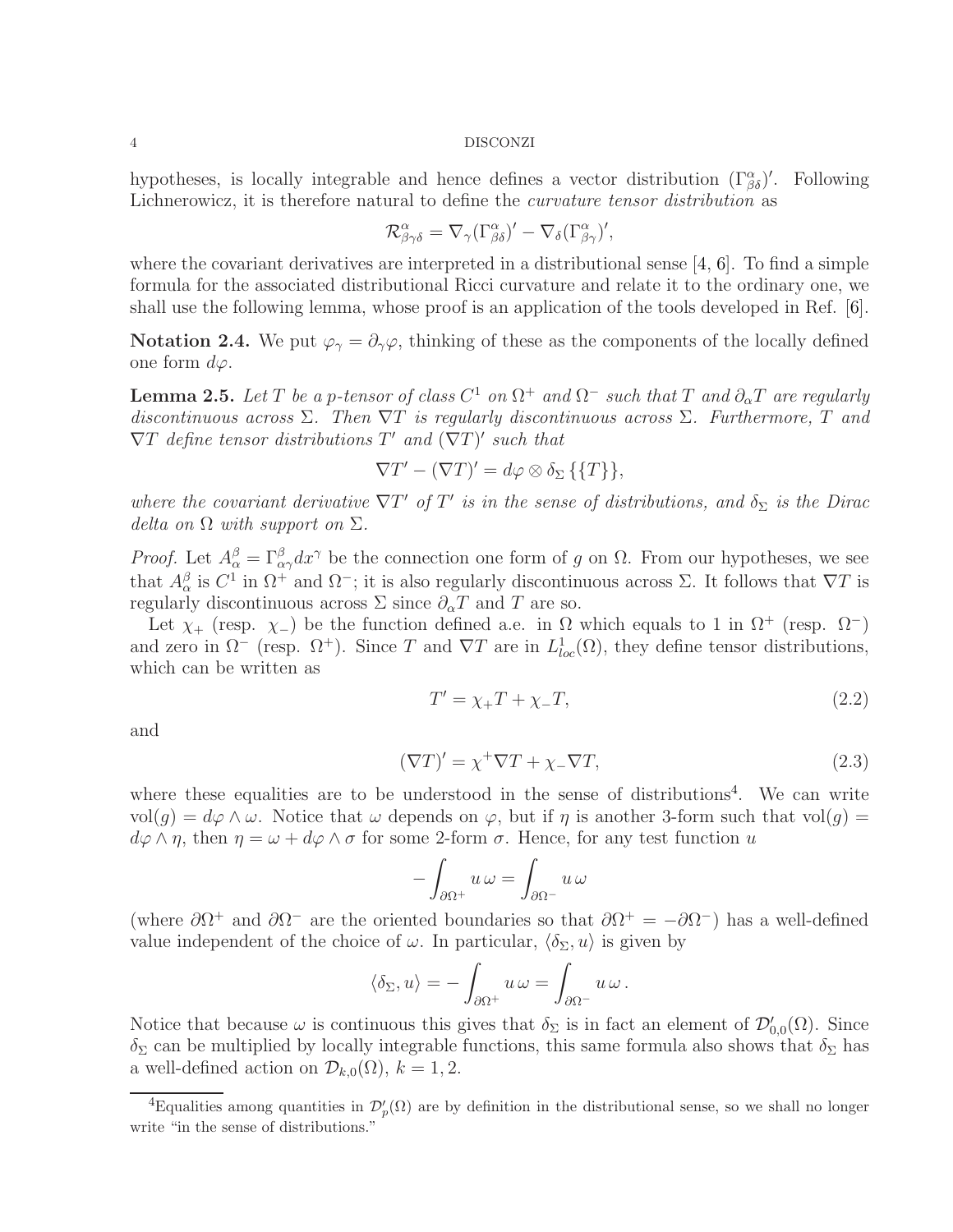hypotheses, is locally integrable and hence defines a vector distribution $(\Gamma^\alpha_{\beta\delta})'$. Following Lichnerowicz, it is therefore natural to define the *curvature tensor distribution* as

$$\mathcal{R}^\alpha_{\beta\gamma\delta} = \nabla_\gamma (\Gamma^\alpha_{\beta\delta})' - \nabla_\delta (\Gamma^\alpha_{\beta\gamma})',$$

where the covariant derivatives are interpreted in a distributional sense [4, 6]. To find a simple formula for the associated distributional Ricci curvature and relate it to the ordinary one, we shall use the following lemma, whose proof is an application of the tools developed in Ref. [6].

**Notation 2.4.** We put $\varphi_\gamma = \partial_\gamma \varphi$, thinking of these as the components of the locally defined one form $d\varphi$.

**Lemma 2.5.** *Let $T$ be a $p$-tensor of class $C^1$ on $\Omega^+$ and $\Omega^-$ such that $T$ and $\partial_\alpha T$ are regularly discontinuous across $\Sigma$. Then $\nabla T$ is regularly discontinuous across $\Sigma$. Furthermore, $T$ and $\nabla T$ define tensor distributions $T'$ and $(\nabla T)'$ such that*

$$\nabla T' - (\nabla T)' = d\varphi \otimes \delta_\Sigma \{\{T\}\},$$

*where the covariant derivative $\nabla T'$ of $T'$ is in the sense of distributions, and $\delta_\Sigma$ is the Dirac delta on $\Omega$ with support on $\Sigma$.*

*Proof.* Let $A^\beta_\alpha = \Gamma^\beta_{\alpha\gamma} dx^\gamma$ be the connection one form of $g$ on $\Omega$. From our hypotheses, we see that $A^\beta_\alpha$ is $C^1$ in $\Omega^+$ and $\Omega^-$; it is also regularly discontinuous across $\Sigma$. It follows that $\nabla T$ is regularly discontinuous across $\Sigma$ since $\partial_\alpha T$ and $T$ are so.

Let $\chi_+$ (resp. $\chi_-$) be the function defined a.e. in $\Omega$ which equals to 1 in $\Omega^+$ (resp. $\Omega^-$) and zero in $\Omega^-$ (resp. $\Omega^+$). Since $T$ and $\nabla T$ are in $L^1_{loc}(\Omega)$, they define tensor distributions, which can be written as

$$T' = \chi_+ T + \chi_- T, \tag{2.2}$$

and

$$(\nabla T)' = \chi^+ \nabla T + \chi_- \nabla T, \tag{2.3}$$

where these equalities are to be understood in the sense of distributions[4]. We can write $\mathrm{vol}(g) = d\varphi \wedge \omega$. Notice that $\omega$ depends on $\varphi$, but if $\eta$ is another 3-form such that $\mathrm{vol}(g) = d\varphi \wedge \eta$, then $\eta = \omega + d\varphi \wedge \sigma$ for some 2-form $\sigma$. Hence, for any test function $u$

$$-\int_{\partial\Omega^+} u\, \omega = \int_{\partial\Omega^-} u\, \omega$$

(where $\partial\Omega^+$ and $\partial\Omega^-$ are the oriented boundaries so that $\partial\Omega^+ = -\partial\Omega^-$) has a well-defined value independent of the choice of $\omega$. In particular, $\langle \delta_\Sigma, u \rangle$ is given by

$$\langle \delta_\Sigma, u \rangle = -\int_{\partial\Omega^+} u\, \omega = \int_{\partial\Omega^-} u\, \omega\, .$$

Notice that because $\omega$ is continuous this gives that $\delta_\Sigma$ is in fact an element of $\mathcal{D}'_{0,0}(\Omega)$. Since $\delta_\Sigma$ can be multiplied by locally integrable functions, this same formula also shows that $\delta_\Sigma$ has a well-defined action on $\mathcal{D}_{k,0}(\Omega)$, $k = 1, 2$.

[4] Equalities among quantities in $\mathcal{D}'_p(\Omega)$ are by definition in the distributional sense, so we shall no longer write "in the sense of distributions."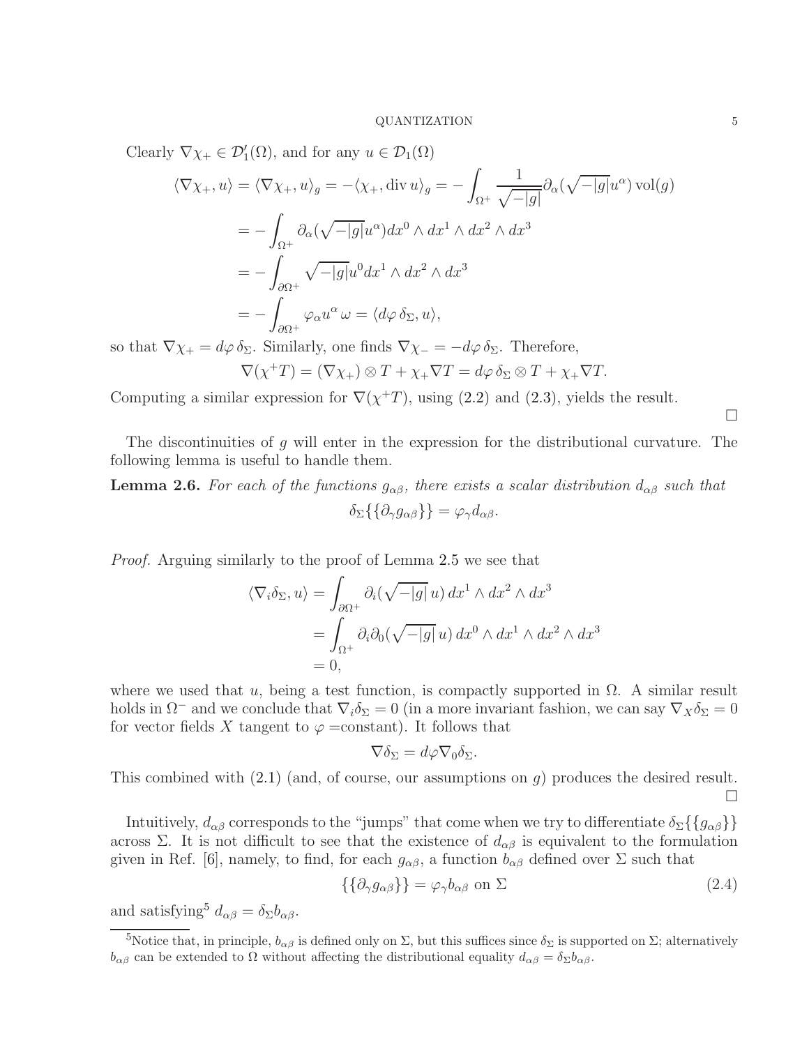Clearly $\nabla \chi_+ \in \mathcal{D}_1'(\Omega)$, and for any $u \in \mathcal{D}_1(\Omega)$

$$
\begin{aligned}
\langle \nabla \chi_+, u\rangle = \langle \nabla \chi_+, u\rangle_g = -\langle \chi_+, \operatorname{div} u\rangle_g &= -\int_{\Omega^+} \frac{1}{\sqrt{-|g|}} \partial_\alpha (\sqrt{-|g|} u^\alpha) \operatorname{vol}(g) \\
&= -\int_{\Omega^+} \partial_\alpha (\sqrt{-|g|} u^\alpha) dx^0 \wedge dx^1 \wedge dx^2 \wedge dx^3 \\
&= -\int_{\partial\Omega^+} \sqrt{-|g|} u^0 dx^1 \wedge dx^2 \wedge dx^3 \\
&= -\int_{\partial\Omega^+} \varphi_\alpha u^\alpha \, \omega = \langle d\varphi \, \delta_\Sigma, u\rangle,
\end{aligned}
$$

so that $\nabla \chi_+ = d\varphi \, \delta_\Sigma$. Similarly, one finds $\nabla \chi_- = -d\varphi \, \delta_\Sigma$. Therefore,

$$
\nabla(\chi^+ T) = (\nabla \chi_+) \otimes T + \chi_+ \nabla T = d\varphi \, \delta_\Sigma \otimes T + \chi_+ \nabla T.
$$

Computing a similar expression for $\nabla(\chi^+ T)$, using (2.2) and (2.3), yields the result.

∎

The discontinuities of $g$ will enter in the expression for the distributional curvature. The following lemma is useful to handle them.

**Lemma 2.6.** *For each of the functions $g_{\alpha\beta}$, there exists a scalar distribution $d_{\alpha\beta}$ such that*

$$
\delta_\Sigma \{\{\partial_\gamma g_{\alpha\beta}\}\} = \varphi_\gamma d_{\alpha\beta}.
$$

*Proof.* Arguing similarly to the proof of Lemma 2.5 we see that

$$
\begin{aligned}
\langle \nabla_i \delta_\Sigma, u\rangle &= \int_{\partial\Omega^+} \partial_i (\sqrt{-|g|}\, u) \, dx^1 \wedge dx^2 \wedge dx^3 \\
&= \int_{\Omega^+} \partial_i \partial_0 (\sqrt{-|g|}\, u) \, dx^0 \wedge dx^1 \wedge dx^2 \wedge dx^3 \\
&= 0,
\end{aligned}
$$

where we used that $u$, being a test function, is compactly supported in $\Omega$. A similar result holds in $\Omega^-$ and we conclude that $\nabla_i \delta_\Sigma = 0$ (in a more invariant fashion, we can say $\nabla_X \delta_\Sigma = 0$ for vector fields $X$ tangent to $\varphi =$constant). It follows that

$$
\nabla \delta_\Sigma = d\varphi \nabla_0 \delta_\Sigma.
$$

This combined with (2.1) (and, of course, our assumptions on $g$) produces the desired result.

∎

Intuitively, $d_{\alpha\beta}$ corresponds to the "jumps" that come when we try to differentiate $\delta_\Sigma \{\{g_{\alpha\beta}\}\}$ across $\Sigma$. It is not difficult to see that the existence of $d_{\alpha\beta}$ is equivalent to the formulation given in Ref. [6], namely, to find, for each $g_{\alpha\beta}$, a function $b_{\alpha\beta}$ defined over $\Sigma$ such that

$$
\{\{\partial_\gamma g_{\alpha\beta}\}\} = \varphi_\gamma b_{\alpha\beta} \text{ on } \Sigma \tag{2.4}
$$

and satisfying[5] $d_{\alpha\beta} = \delta_\Sigma b_{\alpha\beta}$.

[5] Notice that, in principle, $b_{\alpha\beta}$ is defined only on $\Sigma$, but this suffices since $\delta_\Sigma$ is supported on $\Sigma$; alternatively $b_{\alpha\beta}$ can be extended to $\Omega$ without affecting the distributional equality $d_{\alpha\beta} = \delta_\Sigma b_{\alpha\beta}$.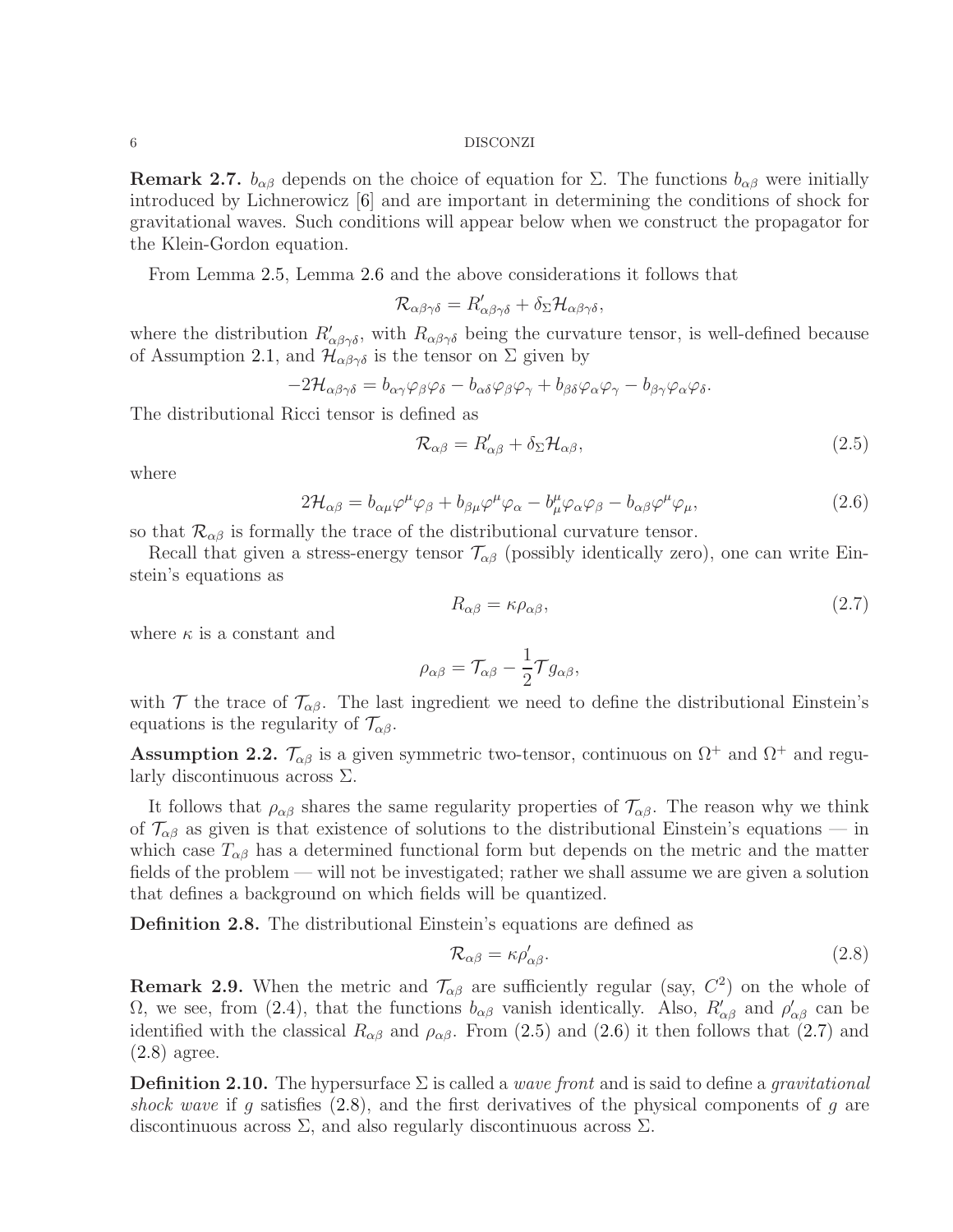**Remark 2.7.** $b_{\alpha\beta}$ depends on the choice of equation for $\Sigma$. The functions $b_{\alpha\beta}$ were initially introduced by Lichnerowicz [6] and are important in determining the conditions of shock for gravitational waves. Such conditions will appear below when we construct the propagator for the Klein-Gordon equation.

From Lemma 2.5, Lemma 2.6 and the above considerations it follows that

$$\mathcal{R}_{\alpha\beta\gamma\delta} = R'_{\alpha\beta\gamma\delta} + \delta_\Sigma \mathcal{H}_{\alpha\beta\gamma\delta},$$

where the distribution $R'_{\alpha\beta\gamma\delta}$, with $R_{\alpha\beta\gamma\delta}$ being the curvature tensor, is well-defined because of Assumption 2.1, and $\mathcal{H}_{\alpha\beta\gamma\delta}$ is the tensor on $\Sigma$ given by

$$-2\mathcal{H}_{\alpha\beta\gamma\delta} = b_{\alpha\gamma}\varphi_\beta\varphi_\delta - b_{\alpha\delta}\varphi_\beta\varphi_\gamma + b_{\beta\delta}\varphi_\alpha\varphi_\gamma - b_{\beta\gamma}\varphi_\alpha\varphi_\delta.$$

The distributional Ricci tensor is defined as

$$\mathcal{R}_{\alpha\beta} = R'_{\alpha\beta} + \delta_\Sigma \mathcal{H}_{\alpha\beta}, \tag{2.5}$$

where

$$2\mathcal{H}_{\alpha\beta} = b_{\alpha\mu}\varphi^\mu\varphi_\beta + b_{\beta\mu}\varphi^\mu\varphi_\alpha - b^\mu_\mu\varphi_\alpha\varphi_\beta - b_{\alpha\beta}\varphi^\mu\varphi_\mu, \tag{2.6}$$

so that $\mathcal{R}_{\alpha\beta}$ is formally the trace of the distributional curvature tensor.

Recall that given a stress-energy tensor $\mathcal{T}_{\alpha\beta}$ (possibly identically zero), one can write Einstein's equations as

$$R_{\alpha\beta} = \kappa\rho_{\alpha\beta}, \tag{2.7}$$

where $\kappa$ is a constant and

$$\rho_{\alpha\beta} = \mathcal{T}_{\alpha\beta} - \frac{1}{2}\mathcal{T}g_{\alpha\beta},$$

with $\mathcal{T}$ the trace of $\mathcal{T}_{\alpha\beta}$. The last ingredient we need to define the distributional Einstein's equations is the regularity of $\mathcal{T}_{\alpha\beta}$.

**Assumption 2.2.** $\mathcal{T}_{\alpha\beta}$ is a given symmetric two-tensor, continuous on $\Omega^+$ and $\Omega^+$ and regularly discontinuous across $\Sigma$.

It follows that $\rho_{\alpha\beta}$ shares the same regularity properties of $\mathcal{T}_{\alpha\beta}$. The reason why we think of $\mathcal{T}_{\alpha\beta}$ as given is that existence of solutions to the distributional Einstein's equations — in which case $T_{\alpha\beta}$ has a determined functional form but depends on the metric and the matter fields of the problem — will not be investigated; rather we shall assume we are given a solution that defines a background on which fields will be quantized.

**Definition 2.8.** The distributional Einstein's equations are defined as

$$\mathcal{R}_{\alpha\beta} = \kappa\rho'_{\alpha\beta}. \tag{2.8}$$

**Remark 2.9.** When the metric and $\mathcal{T}_{\alpha\beta}$ are sufficiently regular (say, $C^2$) on the whole of $\Omega$, we see, from (2.4), that the functions $b_{\alpha\beta}$ vanish identically. Also, $R'_{\alpha\beta}$ and $\rho'_{\alpha\beta}$ can be identified with the classical $R_{\alpha\beta}$ and $\rho_{\alpha\beta}$. From (2.5) and (2.6) it then follows that (2.7) and (2.8) agree.

**Definition 2.10.** The hypersurface $\Sigma$ is called a *wave front* and is said to define a *gravitational shock wave* if $g$ satisfies (2.8), and the first derivatives of the physical components of $g$ are discontinuous across $\Sigma$, and also regularly discontinuous across $\Sigma$.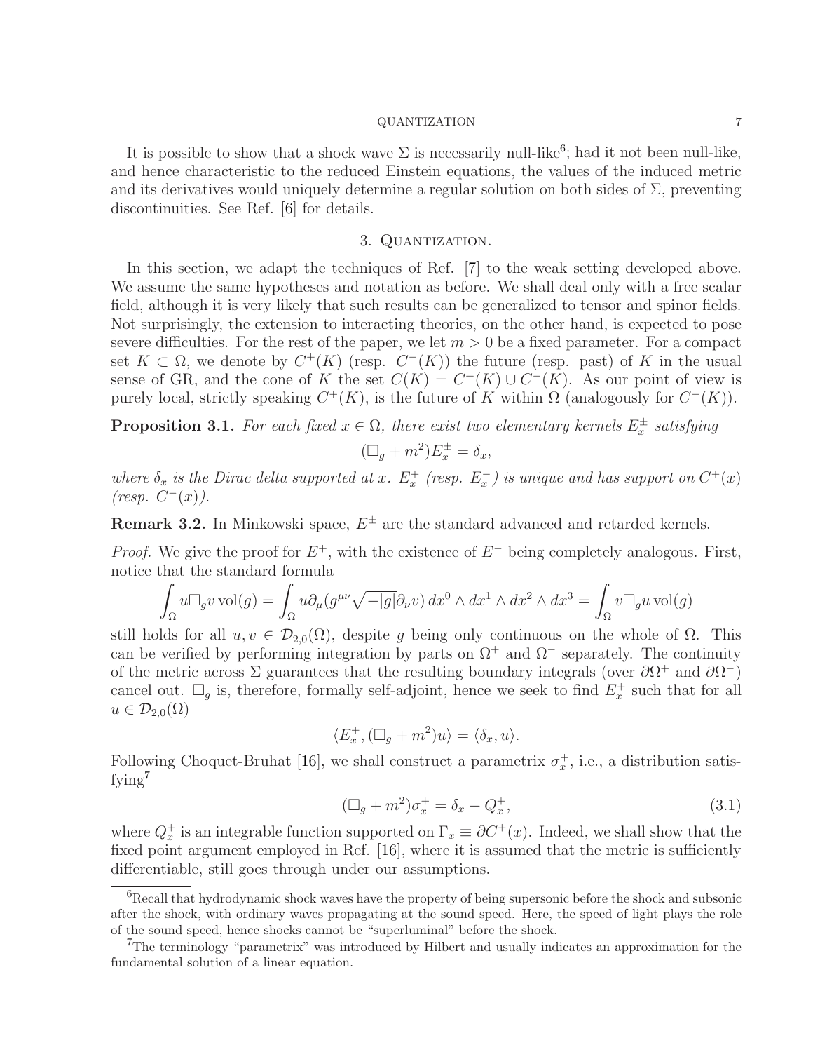It is possible to show that a shock wave $\Sigma$ is necessarily null-like[6]; had it not been null-like, and hence characteristic to the reduced Einstein equations, the values of the induced metric and its derivatives would uniquely determine a regular solution on both sides of $\Sigma$, preventing discontinuities. See Ref. [6] for details.

## 3. Quantization.

In this section, we adapt the techniques of Ref. [7] to the weak setting developed above. We assume the same hypotheses and notation as before. We shall deal only with a free scalar field, although it is very likely that such results can be generalized to tensor and spinor fields. Not surprisingly, the extension to interacting theories, on the other hand, is expected to pose severe difficulties. For the rest of the paper, we let $m > 0$ be a fixed parameter. For a compact set $K \subset \Omega$, we denote by $C^+(K)$ (resp. $C^-(K)$) the future (resp. past) of $K$ in the usual sense of GR, and the cone of $K$ the set $C(K) = C^+(K) \cup C^-(K)$. As our point of view is purely local, strictly speaking $C^+(K)$, is the future of $K$ within $\Omega$ (analogously for $C^-(K)$).

**Proposition 3.1.** *For each fixed $x \in \Omega$, there exist two elementary kernels $E_x^\pm$ satisfying*

$$(\Box_g + m^2)E_x^\pm = \delta_x,$$

*where $\delta_x$ is the Dirac delta supported at $x$. $E_x^+$ (resp. $E_x^-$) is unique and has support on $C^+(x)$ (resp. $C^-(x)$).*

**Remark 3.2.** In Minkowski space, $E^\pm$ are the standard advanced and retarded kernels.

*Proof.* We give the proof for $E^+$, with the existence of $E^-$ being completely analogous. First, notice that the standard formula

$$\int_\Omega u \Box_g v \operatorname{vol}(g) = \int_\Omega u \partial_\mu (g^{\mu\nu}\sqrt{-|g|}\partial_\nu v)\, dx^0 \wedge dx^1 \wedge dx^2 \wedge dx^3 = \int_\Omega v \Box_g u \operatorname{vol}(g)$$

still holds for all $u, v \in \mathcal{D}_{2,0}(\Omega)$, despite $g$ being only continuous on the whole of $\Omega$. This can be verified by performing integration by parts on $\Omega^+$ and $\Omega^-$ separately. The continuity of the metric across $\Sigma$ guarantees that the resulting boundary integrals (over $\partial\Omega^+$ and $\partial\Omega^-$) cancel out. $\Box_g$ is, therefore, formally self-adjoint, hence we seek to find $E_x^+$ such that for all $u \in \mathcal{D}_{2,0}(\Omega)$

$$\langle E_x^+, (\Box_g + m^2)u\rangle = \langle \delta_x, u\rangle.$$

Following Choquet-Bruhat [16], we shall construct a parametrix $\sigma_x^+$, i.e., a distribution satisfying[7]

$$(\Box_g + m^2)\sigma_x^+ = \delta_x - Q_x^+, \tag{3.1}$$

where $Q_x^+$ is an integrable function supported on $\Gamma_x \equiv \partial C^+(x)$. Indeed, we shall show that the fixed point argument employed in Ref. [16], where it is assumed that the metric is sufficiently differentiable, still goes through under our assumptions.

---

[6] Recall that hydrodynamic shock waves have the property of being supersonic before the shock and subsonic after the shock, with ordinary waves propagating at the sound speed. Here, the speed of light plays the role of the sound speed, hence shocks cannot be "superluminal" before the shock.

[7] The terminology "parametrix" was introduced by Hilbert and usually indicates an approximation for the fundamental solution of a linear equation.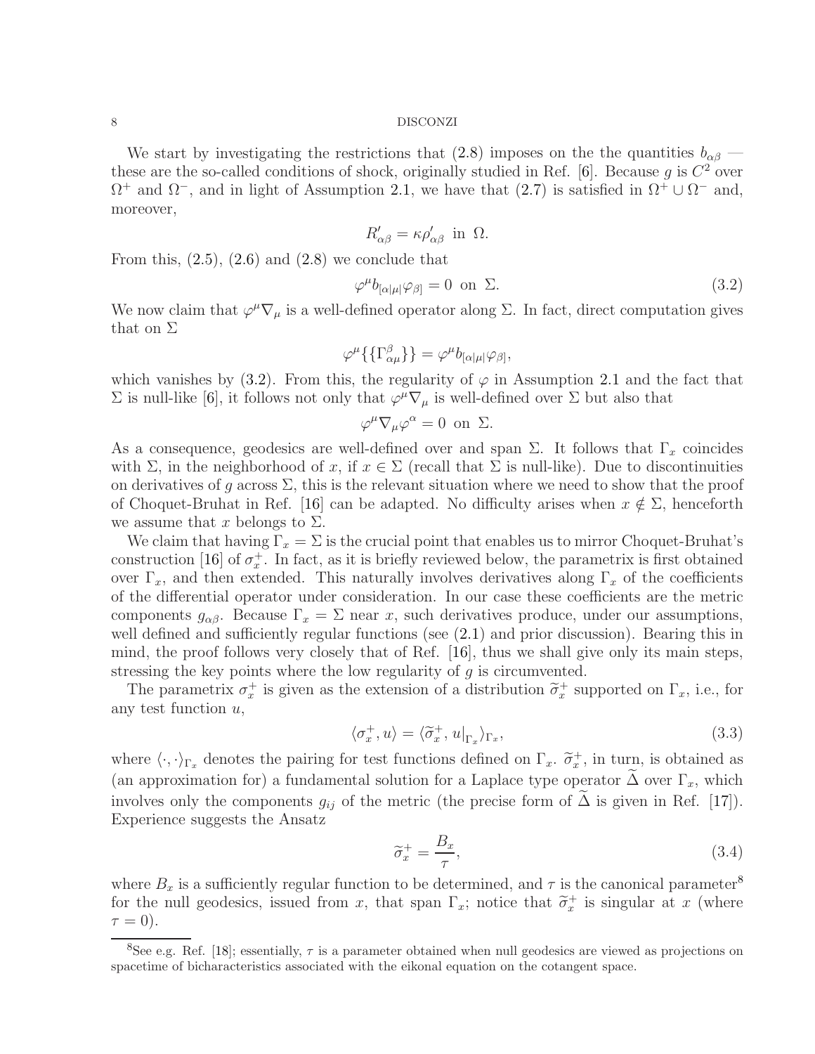We start by investigating the restrictions that (2.8) imposes on the the quantities $b_{\alpha\beta}$ — these are the so-called conditions of shock, originally studied in Ref. [6]. Because $g$ is $C^2$ over $\Omega^+$ and $\Omega^-$, and in light of Assumption 2.1, we have that (2.7) is satisfied in $\Omega^+ \cup \Omega^-$ and, moreover,

$$R'_{\alpha\beta} = \kappa \rho'_{\alpha\beta} \text{ in } \Omega.$$

From this, (2.5), (2.6) and (2.8) we conclude that

$$\varphi^\mu b_{[\alpha|\mu|}\varphi_{\beta]} = 0 \text{ on } \Sigma. \tag{3.2}$$

We now claim that $\varphi^\mu \nabla_\mu$ is a well-defined operator along $\Sigma$. In fact, direct computation gives that on $\Sigma$

$$\varphi^\mu \{\{\Gamma^\beta_{\alpha\mu}\}\} = \varphi^\mu b_{[\alpha|\mu|}\varphi_{\beta]},$$

which vanishes by (3.2). From this, the regularity of $\varphi$ in Assumption 2.1 and the fact that $\Sigma$ is null-like [6], it follows not only that $\varphi^\mu\nabla_\mu$ is well-defined over $\Sigma$ but also that

$$\varphi^\mu \nabla_\mu \varphi^\alpha = 0 \text{ on } \Sigma.$$

As a consequence, geodesics are well-defined over and span $\Sigma$. It follows that $\Gamma_x$ coincides with $\Sigma$, in the neighborhood of $x$, if $x \in \Sigma$ (recall that $\Sigma$ is null-like). Due to discontinuities on derivatives of $g$ across $\Sigma$, this is the relevant situation where we need to show that the proof of Choquet-Bruhat in Ref. [16] can be adapted. No difficulty arises when $x \notin \Sigma$, henceforth we assume that $x$ belongs to $\Sigma$.

We claim that having $\Gamma_x = \Sigma$ is the crucial point that enables us to mirror Choquet-Bruhat's construction [16] of $\sigma^+_x$. In fact, as it is briefly reviewed below, the parametrix is first obtained over $\Gamma_x$, and then extended. This naturally involves derivatives along $\Gamma_x$ of the coefficients of the differential operator under consideration. In our case these coefficients are the metric components $g_{\alpha\beta}$. Because $\Gamma_x = \Sigma$ near $x$, such derivatives produce, under our assumptions, well defined and sufficiently regular functions (see (2.1) and prior discussion). Bearing this in mind, the proof follows very closely that of Ref. [16], thus we shall give only its main steps, stressing the key points where the low regularity of $g$ is circumvented.

The parametrix $\sigma^+_x$ is given as the extension of a distribution $\widetilde{\sigma}^+_x$ supported on $\Gamma_x$, i.e., for any test function $u$,

$$\langle \sigma^+_x, u\rangle = \langle \widetilde{\sigma}^+_x, u|_{\Gamma_x}\rangle_{\Gamma_x}, \tag{3.3}$$

where $\langle\cdot,\cdot\rangle_{\Gamma_x}$ denotes the pairing for test functions defined on $\Gamma_x$. $\widetilde{\sigma}^+_x$, in turn, is obtained as (an approximation for) a fundamental solution for a Laplace type operator $\widetilde{\Delta}$ over $\Gamma_x$, which involves only the components $g_{ij}$ of the metric (the precise form of $\widetilde{\Delta}$ is given in Ref. [17]). Experience suggests the Ansatz

$$\widetilde{\sigma}^+_x = \frac{B_x}{\tau}, \tag{3.4}$$

where $B_x$ is a sufficiently regular function to be determined, and $\tau$ is the canonical parameter[8] for the null geodesics, issued from $x$, that span $\Gamma_x$; notice that $\widetilde{\sigma}^+_x$ is singular at $x$ (where $\tau = 0$).

[8] See e.g. Ref. [18]; essentially, $\tau$ is a parameter obtained when null geodesics are viewed as projections on spacetime of bicharacteristics associated with the eikonal equation on the cotangent space.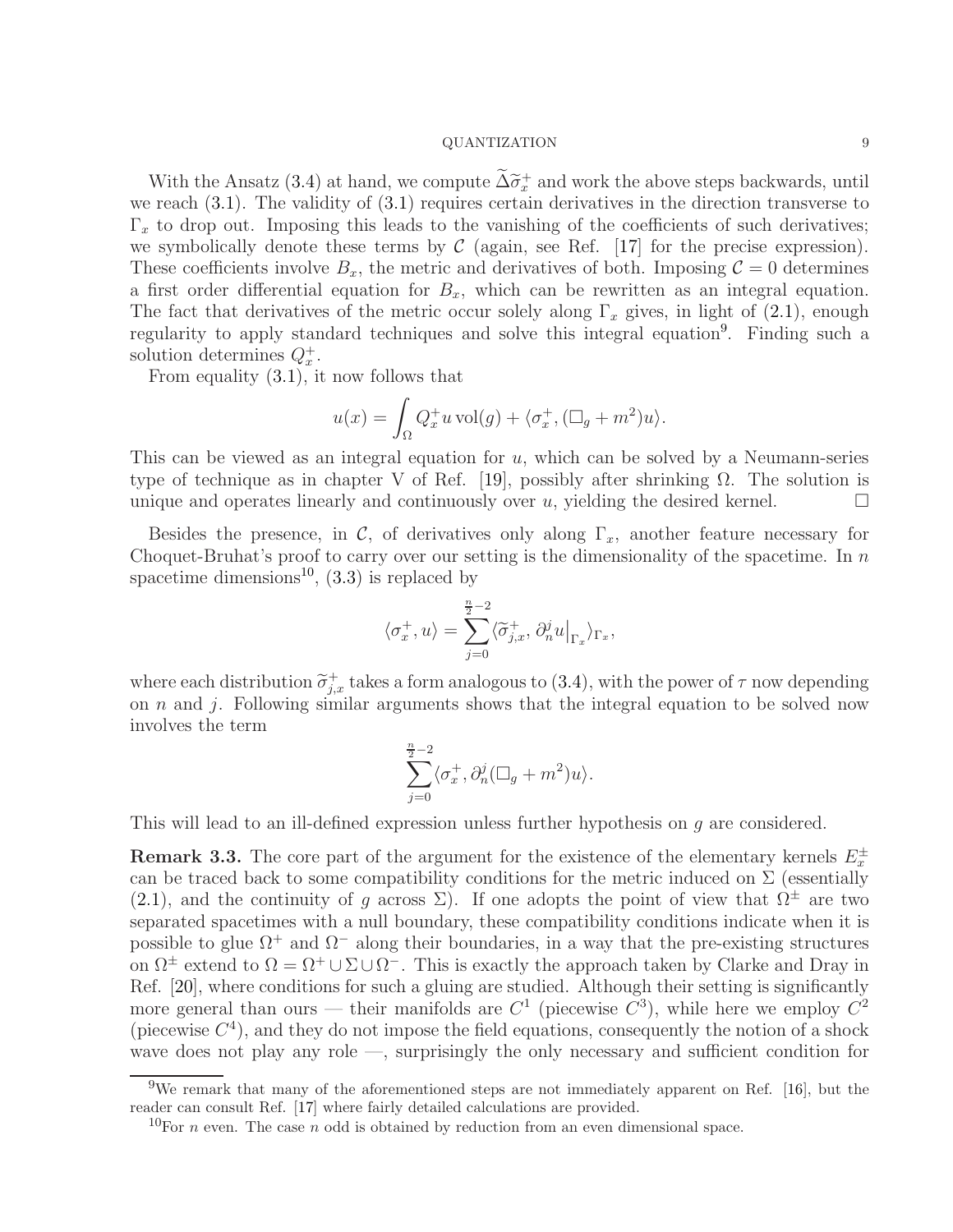With the Ansatz (3.4) at hand, we compute $\widetilde{\Delta}\widetilde{\sigma}_x^+$ and work the above steps backwards, until we reach (3.1). The validity of (3.1) requires certain derivatives in the direction transverse to $\Gamma_x$ to drop out. Imposing this leads to the vanishing of the coefficients of such derivatives; we symbolically denote these terms by $\mathcal{C}$ (again, see Ref. [17] for the precise expression). These coefficients involve $B_x$, the metric and derivatives of both. Imposing $\mathcal{C} = 0$ determines a first order differential equation for $B_x$, which can be rewritten as an integral equation. The fact that derivatives of the metric occur solely along $\Gamma_x$ gives, in light of (2.1), enough regularity to apply standard techniques and solve this integral equation[9]. Finding such a solution determines $Q_x^+$.

From equality (3.1), it now follows that

$$u(x) = \int_\Omega Q_x^+ u \,\mathrm{vol}(g) + \langle \sigma_x^+, (\Box_g + m^2)u\rangle.$$

This can be viewed as an integral equation for $u$, which can be solved by a Neumann-series type of technique as in chapter V of Ref. [19], possibly after shrinking $\Omega$. The solution is unique and operates linearly and continuously over $u$, yielding the desired kernel. □

Besides the presence, in $\mathcal{C}$, of derivatives only along $\Gamma_x$, another feature necessary for Choquet-Bruhat's proof to carry over our setting is the dimensionality of the spacetime. In $n$ spacetime dimensions[10], (3.3) is replaced by

$$\langle \sigma_x^+, u\rangle = \sum_{j=0}^{\frac{n}{2}-2} \langle \widetilde{\sigma}_{j,x}^+, \partial_n^j u\big|_{\Gamma_x}\rangle_{\Gamma_x},$$

where each distribution $\widetilde{\sigma}_{j,x}^+$ takes a form analogous to (3.4), with the power of $\tau$ now depending on $n$ and $j$. Following similar arguments shows that the integral equation to be solved now involves the term

$$\sum_{j=0}^{\frac{n}{2}-2} \langle \sigma_x^+, \partial_n^j (\Box_g + m^2)u\rangle.$$

This will lead to an ill-defined expression unless further hypothesis on $g$ are considered.

**Remark 3.3.** The core part of the argument for the existence of the elementary kernels $E_x^\pm$ can be traced back to some compatibility conditions for the metric induced on $\Sigma$ (essentially (2.1), and the continuity of $g$ across $\Sigma$). If one adopts the point of view that $\Omega^\pm$ are two separated spacetimes with a null boundary, these compatibility conditions indicate when it is possible to glue $\Omega^+$ and $\Omega^-$ along their boundaries, in a way that the pre-existing structures on $\Omega^\pm$ extend to $\Omega = \Omega^+ \cup \Sigma \cup \Omega^-$. This is exactly the approach taken by Clarke and Dray in Ref. [20], where conditions for such a gluing are studied. Although their setting is significantly more general than ours — their manifolds are $C^1$ (piecewise $C^3$), while here we employ $C^2$ (piecewise $C^4$), and they do not impose the field equations, consequently the notion of a shock wave does not play any role —, surprisingly the only necessary and sufficient condition for

[9] We remark that many of the aforementioned steps are not immediately apparent on Ref. [16], but the reader can consult Ref. [17] where fairly detailed calculations are provided.

[10] For $n$ even. The case $n$ odd is obtained by reduction from an even dimensional space.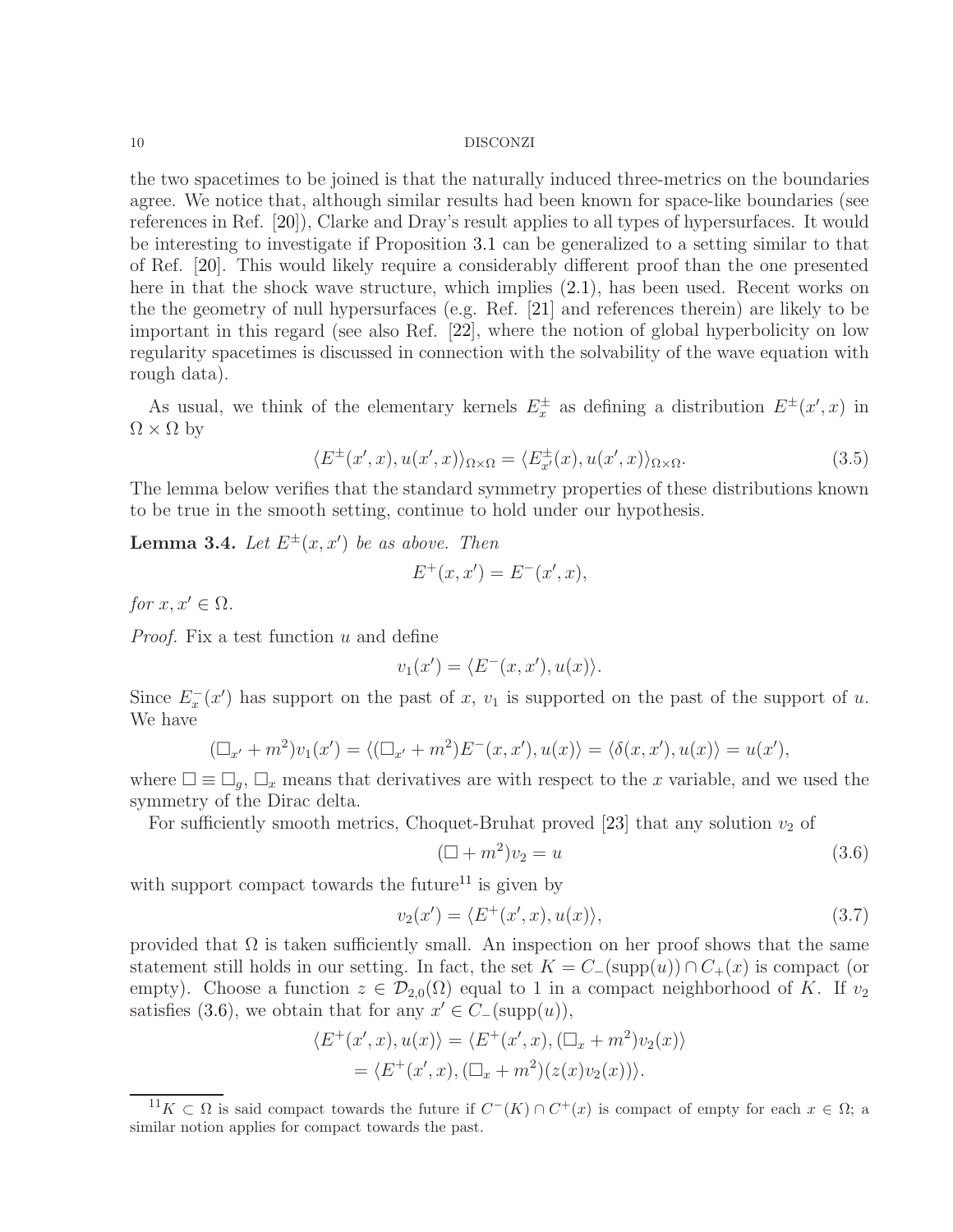the two spacetimes to be joined is that the naturally induced three-metrics on the boundaries agree. We notice that, although similar results had been known for space-like boundaries (see references in Ref. [20]), Clarke and Dray's result applies to all types of hypersurfaces. It would be interesting to investigate if Proposition 3.1 can be generalized to a setting similar to that of Ref. [20]. This would likely require a considerably different proof than the one presented here in that the shock wave structure, which implies (2.1), has been used. Recent works on the the geometry of null hypersurfaces (e.g. Ref. [21] and references therein) are likely to be important in this regard (see also Ref. [22], where the notion of global hyperbolicity on low regularity spacetimes is discussed in connection with the solvability of the wave equation with rough data).

As usual, we think of the elementary kernels $E^{\pm}_x$ as defining a distribution $E^{\pm}(x', x)$ in $\Omega \times \Omega$ by

$$\langle E^{\pm}(x', x), u(x', x)\rangle_{\Omega\times\Omega} = \langle E^{\pm}_{x'}(x), u(x', x)\rangle_{\Omega\times\Omega}. \tag{3.5}$$

The lemma below verifies that the standard symmetry properties of these distributions known to be true in the smooth setting, continue to hold under our hypothesis.

**Lemma 3.4.** *Let $E^{\pm}(x, x')$ be as above. Then*

$$E^{+}(x, x') = E^{-}(x', x),$$

*for $x, x' \in \Omega$.*

*Proof.* Fix a test function $u$ and define

$$v_1(x') = \langle E^{-}(x, x'), u(x)\rangle.$$

Since $E^{-}_x(x')$ has support on the past of $x$, $v_1$ is supported on the past of the support of $u$. We have

$$(\Box_{x'} + m^2)v_1(x') = \langle (\Box_{x'} + m^2)E^{-}(x, x'), u(x)\rangle = \langle \delta(x, x'), u(x)\rangle = u(x'),$$

where $\Box \equiv \Box_g$, $\Box_x$ means that derivatives are with respect to the $x$ variable, and we used the symmetry of the Dirac delta.

For sufficiently smooth metrics, Choquet-Bruhat proved [23] that any solution $v_2$ of

$$(\Box + m^2)v_2 = u \tag{3.6}$$

with support compact towards the future[11] is given by

$$v_2(x') = \langle E^{+}(x', x), u(x)\rangle, \tag{3.7}$$

provided that $\Omega$ is taken sufficiently small. An inspection on her proof shows that the same statement still holds in our setting. In fact, the set $K = C_{-}(\text{supp}(u)) \cap C_{+}(x)$ is compact (or empty). Choose a function $z \in \mathcal{D}_{2,0}(\Omega)$ equal to 1 in a compact neighborhood of $K$. If $v_2$ satisfies (3.6), we obtain that for any $x' \in C_{-}(\text{supp}(u))$,

$$\begin{aligned}
\langle E^{+}(x', x), u(x)\rangle &= \langle E^{+}(x', x), (\Box_x + m^2)v_2(x)\rangle \\
&= \langle E^{+}(x', x), (\Box_x + m^2)(z(x)v_2(x))\rangle.
\end{aligned}$$

[11] $K \subset \Omega$ is said compact towards the future if $C^{-}(K) \cap C^{+}(x)$ is compact of empty for each $x \in \Omega$; a similar notion applies for compact towards the past.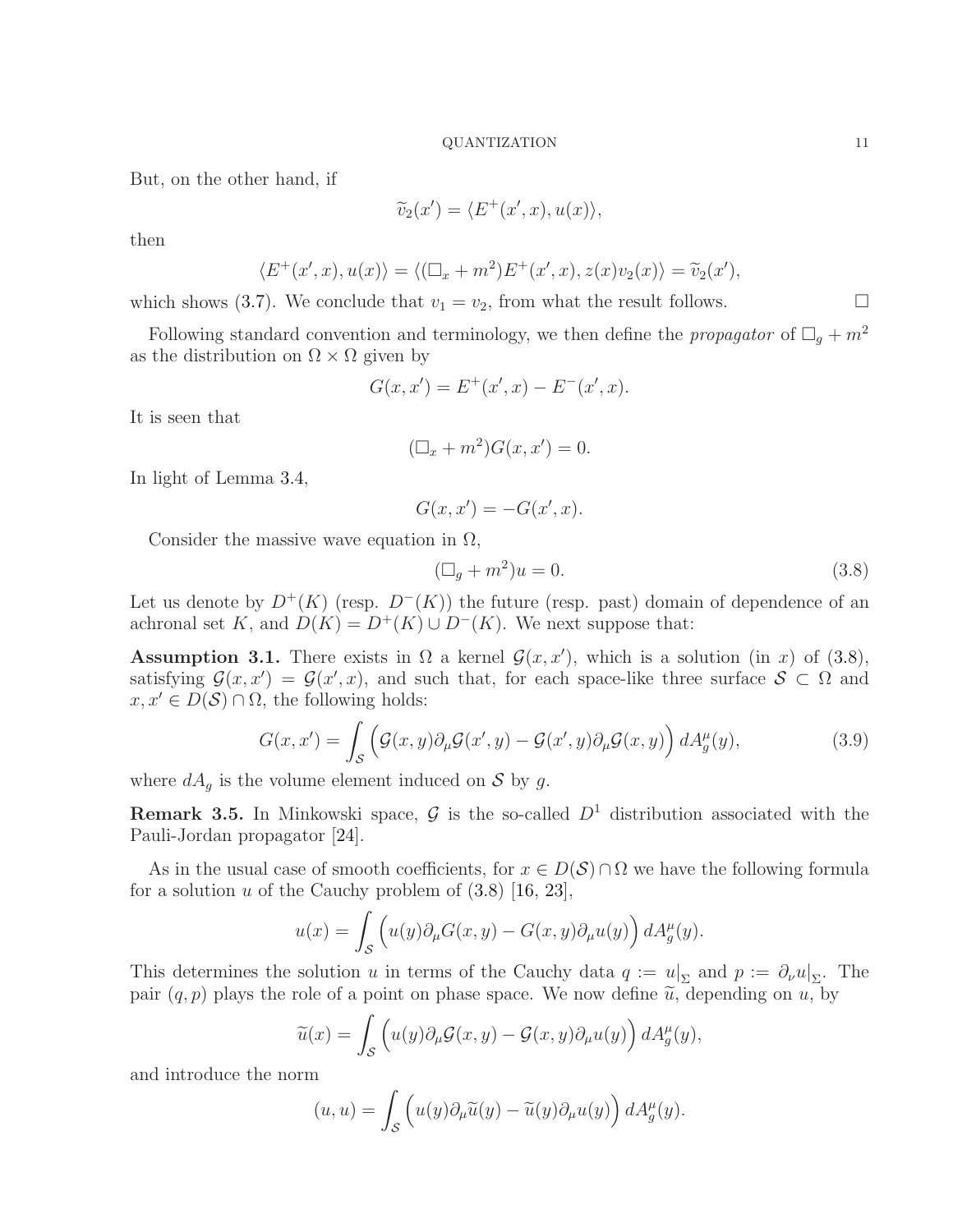But, on the other hand, if

$$\widetilde{v}_2(x') = \langle E^+(x',x), u(x)\rangle,$$

then

$$\langle E^+(x',x), u(x)\rangle = \langle (\Box_x + m^2)E^+(x',x), z(x)v_2(x)\rangle = \widetilde{v}_2(x'),$$

which shows (3.7). We conclude that $v_1 = v_2$, from what the result follows. $\square$

Following standard convention and terminology, we then define the *propagator* of $\Box_g + m^2$ as the distribution on $\Omega \times \Omega$ given by

$$G(x,x') = E^+(x',x) - E^-(x',x).$$

It is seen that

$$(\Box_x + m^2)G(x,x') = 0.$$

In light of Lemma 3.4,

$$G(x,x') = -G(x',x).$$

Consider the massive wave equation in $\Omega$,

$$(\Box_g + m^2)u = 0. \tag{3.8}$$

Let us denote by $D^+(K)$ (resp. $D^-(K)$) the future (resp. past) domain of dependence of an achronal set $K$, and $D(K) = D^+(K) \cup D^-(K)$. We next suppose that:

**Assumption 3.1.** There exists in $\Omega$ a kernel $\mathcal{G}(x,x')$, which is a solution (in $x$) of (3.8), satisfying $\mathcal{G}(x,x') = \mathcal{G}(x',x)$, and such that, for each space-like three surface $\mathcal{S} \subset \Omega$ and $x, x' \in D(\mathcal{S}) \cap \Omega$, the following holds:

$$G(x,x') = \int_{\mathcal{S}} \Big(\mathcal{G}(x,y)\partial_\mu \mathcal{G}(x',y) - \mathcal{G}(x',y)\partial_\mu \mathcal{G}(x,y)\Big)\, dA_g^\mu(y), \tag{3.9}$$

where $dA_g$ is the volume element induced on $\mathcal{S}$ by $g$.

**Remark 3.5.** In Minkowski space, $\mathcal{G}$ is the so-called $D^1$ distribution associated with the Pauli-Jordan propagator [24].

As in the usual case of smooth coefficients, for $x \in D(\mathcal{S}) \cap \Omega$ we have the following formula for a solution $u$ of the Cauchy problem of (3.8) [16, 23],

$$u(x) = \int_{\mathcal{S}} \Big(u(y)\partial_\mu G(x,y) - G(x,y)\partial_\mu u(y)\Big)\, dA_g^\mu(y).$$

This determines the solution $u$ in terms of the Cauchy data $q := u|_\Sigma$ and $p := \partial_\nu u|_\Sigma$. The pair $(q,p)$ plays the role of a point on phase space. We now define $\widetilde{u}$, depending on $u$, by

$$\widetilde{u}(x) = \int_{\mathcal{S}} \Big(u(y)\partial_\mu \mathcal{G}(x,y) - \mathcal{G}(x,y)\partial_\mu u(y)\Big)\, dA_g^\mu(y),$$

and introduce the norm

$$(u,u) = \int_{\mathcal{S}} \Big(u(y)\partial_\mu \widetilde{u}(y) - \widetilde{u}(y)\partial_\mu u(y)\Big)\, dA_g^\mu(y).$$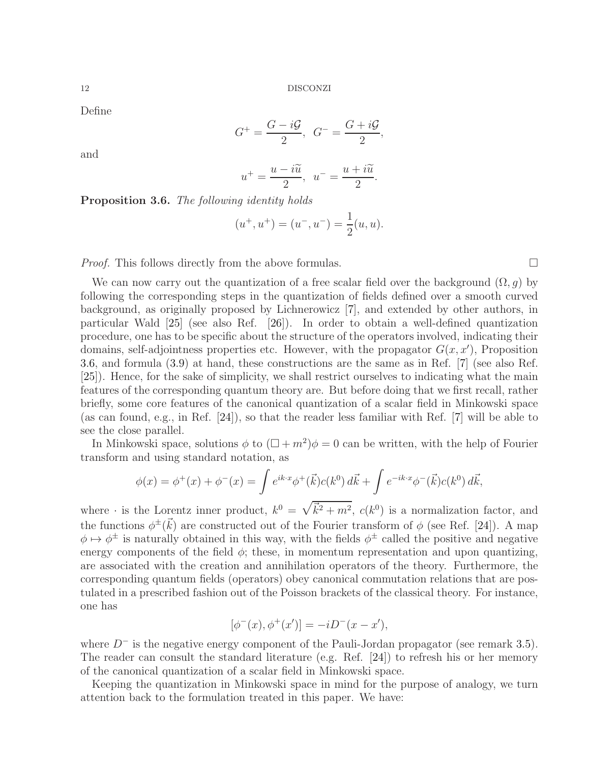Define

$$G^{+} = \frac{G - i\mathcal{G}}{2}, \;\; G^{-} = \frac{G + i\mathcal{G}}{2},$$

and

$$u^{+} = \frac{u - i\widetilde{u}}{2}, \;\; u^{-} = \frac{u + i\widetilde{u}}{2}.$$

**Proposition 3.6.** *The following identity holds*

$$(u^{+}, u^{+}) = (u^{-}, u^{-}) = \frac{1}{2}(u, u).$$

*Proof.* This follows directly from the above formulas. □

We can now carry out the quantization of a free scalar field over the background $(\Omega, g)$ by following the corresponding steps in the quantization of fields defined over a smooth curved background, as originally proposed by Lichnerowicz [7], and extended by other authors, in particular Wald [25] (see also Ref. [26]). In order to obtain a well-defined quantization procedure, one has to be specific about the structure of the operators involved, indicating their domains, self-adjointness properties etc. However, with the propagator $G(x, x')$, Proposition 3.6, and formula (3.9) at hand, these constructions are the same as in Ref. [7] (see also Ref. [25]). Hence, for the sake of simplicity, we shall restrict ourselves to indicating what the main features of the corresponding quantum theory are. But before doing that we first recall, rather briefly, some core features of the canonical quantization of a scalar field in Minkowski space (as can found, e.g., in Ref. [24]), so that the reader less familiar with Ref. [7] will be able to see the close parallel.

In Minkowski space, solutions $\phi$ to $(\Box + m^2)\phi = 0$ can be written, with the help of Fourier transform and using standard notation, as

$$\phi(x) = \phi^{+}(x) + \phi^{-}(x) = \int e^{ik\cdot x}\phi^{+}(\vec{k})c(k^0)\, d\vec{k} + \int e^{-ik\cdot x}\phi^{-}(\vec{k})c(k^0)\, d\vec{k},$$

where $\cdot$ is the Lorentz inner product, $k^0 = \sqrt{\vec{k}^2 + m^2}$, $c(k^0)$ is a normalization factor, and the functions $\phi^{\pm}(\vec{k})$ are constructed out of the Fourier transform of $\phi$ (see Ref. [24]). A map $\phi \mapsto \phi^{\pm}$ is naturally obtained in this way, with the fields $\phi^{\pm}$ called the positive and negative energy components of the field $\phi$; these, in momentum representation and upon quantizing, are associated with the creation and annihilation operators of the theory. Furthermore, the corresponding quantum fields (operators) obey canonical commutation relations that are postulated in a prescribed fashion out of the Poisson brackets of the classical theory. For instance, one has

$$[\phi^{-}(x), \phi^{+}(x')] = -iD^{-}(x - x'),$$

where $D^{-}$ is the negative energy component of the Pauli-Jordan propagator (see remark 3.5). The reader can consult the standard literature (e.g. Ref. [24]) to refresh his or her memory of the canonical quantization of a scalar field in Minkowski space.

Keeping the quantization in Minkowski space in mind for the purpose of analogy, we turn attention back to the formulation treated in this paper. We have: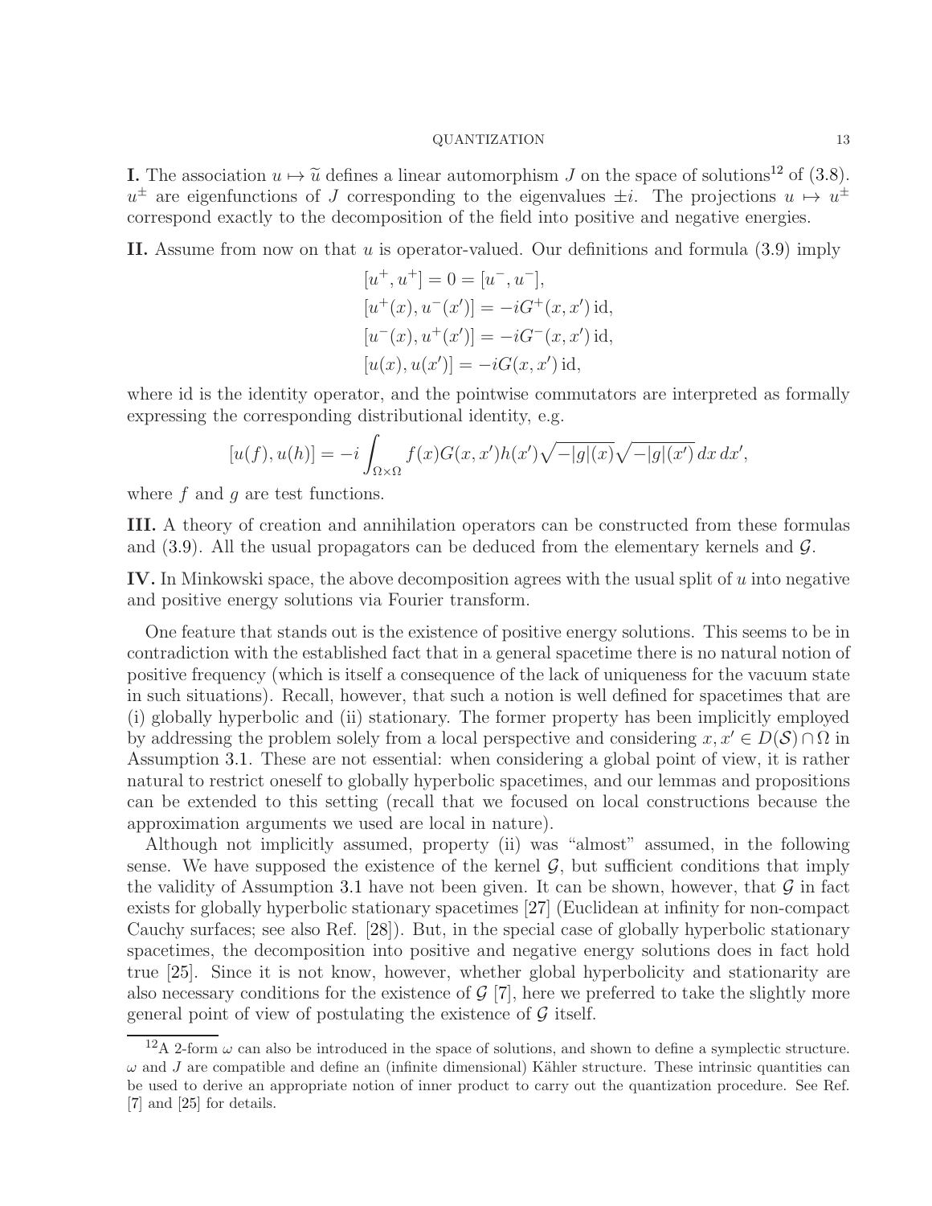**I.** The association $u \mapsto \widetilde{u}$ defines a linear automorphism $J$ on the space of solutions[12] of (3.8). $u^{\pm}$ are eigenfunctions of $J$ corresponding to the eigenvalues $\pm i$. The projections $u \mapsto u^{\pm}$ correspond exactly to the decomposition of the field into positive and negative energies.

**II.** Assume from now on that $u$ is operator-valued. Our definitions and formula (3.9) imply

$$
\begin{aligned}
&[u^+, u^+] = 0 = [u^-, u^-], \\
&[u^+(x), u^-(x')] = -iG^+(x, x')\,\mathrm{id}, \\
&[u^-(x), u^+(x')] = -iG^-(x, x')\,\mathrm{id}, \\
&[u(x), u(x')] = -iG(x, x')\,\mathrm{id},
\end{aligned}
$$

where id is the identity operator, and the pointwise commutators are interpreted as formally expressing the corresponding distributional identity, e.g.

$$
[u(f), u(h)] = -i \int_{\Omega\times\Omega} f(x)G(x,x')h(x')\sqrt{-|g|(x)}\sqrt{-|g|(x')}\,dx\,dx',
$$

where $f$ and $g$ are test functions.

**III.** A theory of creation and annihilation operators can be constructed from these formulas and (3.9). All the usual propagators can be deduced from the elementary kernels and $\mathcal{G}$.

**IV.** In Minkowski space, the above decomposition agrees with the usual split of $u$ into negative and positive energy solutions via Fourier transform.

One feature that stands out is the existence of positive energy solutions. This seems to be in contradiction with the established fact that in a general spacetime there is no natural notion of positive frequency (which is itself a consequence of the lack of uniqueness for the vacuum state in such situations). Recall, however, that such a notion is well defined for spacetimes that are (i) globally hyperbolic and (ii) stationary. The former property has been implicitly employed by addressing the problem solely from a local perspective and considering $x, x' \in D(\mathcal{S}) \cap \Omega$ in Assumption 3.1. These are not essential: when considering a global point of view, it is rather natural to restrict oneself to globally hyperbolic spacetimes, and our lemmas and propositions can be extended to this setting (recall that we focused on local constructions because the approximation arguments we used are local in nature).

Although not implicitly assumed, property (ii) was "almost" assumed, in the following sense. We have supposed the existence of the kernel $\mathcal{G}$, but sufficient conditions that imply the validity of Assumption 3.1 have not been given. It can be shown, however, that $\mathcal{G}$ in fact exists for globally hyperbolic stationary spacetimes [27] (Euclidean at infinity for non-compact Cauchy surfaces; see also Ref. [28]). But, in the special case of globally hyperbolic stationary spacetimes, the decomposition into positive and negative energy solutions does in fact hold true [25]. Since it is not know, however, whether global hyperbolicity and stationarity are also necessary conditions for the existence of $\mathcal{G}$ [7], here we preferred to take the slightly more general point of view of postulating the existence of $\mathcal{G}$ itself.

[12] A 2-form $\omega$ can also be introduced in the space of solutions, and shown to define a symplectic structure. $\omega$ and $J$ are compatible and define an (infinite dimensional) Kähler structure. These intrinsic quantities can be used to derive an appropriate notion of inner product to carry out the quantization procedure. See Ref. [7] and [25] for details.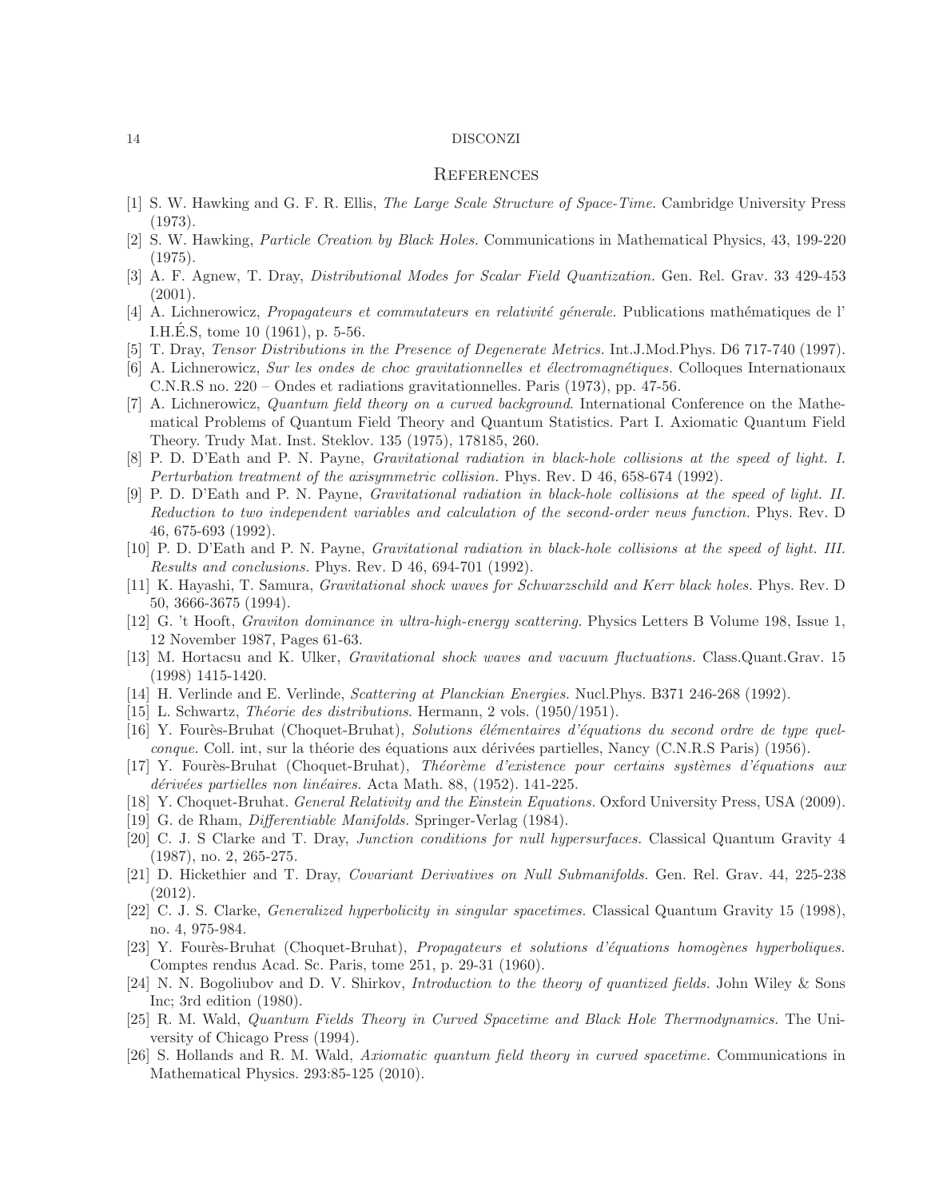## References

[1] S. W. Hawking and G. F. R. Ellis, *The Large Scale Structure of Space-Time*. Cambridge University Press (1973).

[2] S. W. Hawking, *Particle Creation by Black Holes.* Communications in Mathematical Physics, 43, 199-220 (1975).

[3] A. F. Agnew, T. Dray, *Distributional Modes for Scalar Field Quantization.* Gen. Rel. Grav. 33 429-453 (2001).

[4] A. Lichnerowicz, *Propagateurs et commutateurs en relativité génerale.* Publications mathématiques de l' I.H.É.S, tome 10 (1961), p. 5-56.

[5] T. Dray, *Tensor Distributions in the Presence of Degenerate Metrics.* Int.J.Mod.Phys. D6 717-740 (1997).

[6] A. Lichnerowicz, *Sur les ondes de choc gravitationnelles et électromagnétiques.* Colloques Internationaux C.N.R.S no. 220 – Ondes et radiations gravitationnelles. Paris (1973), pp. 47-56.

[7] A. Lichnerowicz, *Quantum field theory on a curved background*. International Conference on the Mathematical Problems of Quantum Field Theory and Quantum Statistics. Part I. Axiomatic Quantum Field Theory. Trudy Mat. Inst. Steklov. 135 (1975), 178185, 260.

[8] P. D. D'Eath and P. N. Payne, *Gravitational radiation in black-hole collisions at the speed of light. I. Perturbation treatment of the axisymmetric collision.* Phys. Rev. D 46, 658-674 (1992).

[9] P. D. D'Eath and P. N. Payne, *Gravitational radiation in black-hole collisions at the speed of light. II. Reduction to two independent variables and calculation of the second-order news function.* Phys. Rev. D 46, 675-693 (1992).

[10] P. D. D'Eath and P. N. Payne, *Gravitational radiation in black-hole collisions at the speed of light. III. Results and conclusions.* Phys. Rev. D 46, 694-701 (1992).

[11] K. Hayashi, T. Samura, *Gravitational shock waves for Schwarzschild and Kerr black holes.* Phys. Rev. D 50, 3666-3675 (1994).

[12] G. 't Hooft, *Graviton dominance in ultra-high-energy scattering.* Physics Letters B Volume 198, Issue 1, 12 November 1987, Pages 61-63.

[13] M. Hortacsu and K. Ulker, *Gravitational shock waves and vacuum fluctuations.* Class.Quant.Grav. 15 (1998) 1415-1420.

[14] H. Verlinde and E. Verlinde, *Scattering at Planckian Energies.* Nucl.Phys. B371 246-268 (1992).

[15] L. Schwartz, *Théorie des distributions*. Hermann, 2 vols. (1950/1951).

[16] Y. Fourès-Bruhat (Choquet-Bruhat), *Solutions élémentaires d'équations du second ordre de type quelconque.* Coll. int, sur la théorie des équations aux dérivées partielles, Nancy (C.N.R.S Paris) (1956).

[17] Y. Fourès-Bruhat (Choquet-Bruhat), *Théorème d'existence pour certains systèmes d'équations aux dérivées partielles non linéaires.* Acta Math. 88, (1952). 141-225.

[18] Y. Choquet-Bruhat. *General Relativity and the Einstein Equations.* Oxford University Press, USA (2009).

[19] G. de Rham, *Differentiable Manifolds.* Springer-Verlag (1984).

[20] C. J. S Clarke and T. Dray, *Junction conditions for null hypersurfaces.* Classical Quantum Gravity 4 (1987), no. 2, 265-275.

[21] D. Hickethier and T. Dray, *Covariant Derivatives on Null Submanifolds.* Gen. Rel. Grav. 44, 225-238 (2012).

[22] C. J. S. Clarke, *Generalized hyperbolicity in singular spacetimes.* Classical Quantum Gravity 15 (1998), no. 4, 975-984.

[23] Y. Fourès-Bruhat (Choquet-Bruhat), *Propagateurs et solutions d'équations homogènes hyperboliques.* Comptes rendus Acad. Sc. Paris, tome 251, p. 29-31 (1960).

[24] N. N. Bogoliubov and D. V. Shirkov, *Introduction to the theory of quantized fields.* John Wiley & Sons Inc; 3rd edition (1980).

[25] R. M. Wald, *Quantum Fields Theory in Curved Spacetime and Black Hole Thermodynamics.* The University of Chicago Press (1994).

[26] S. Hollands and R. M. Wald, *Axiomatic quantum field theory in curved spacetime.* Communications in Mathematical Physics. 293:85-125 (2010).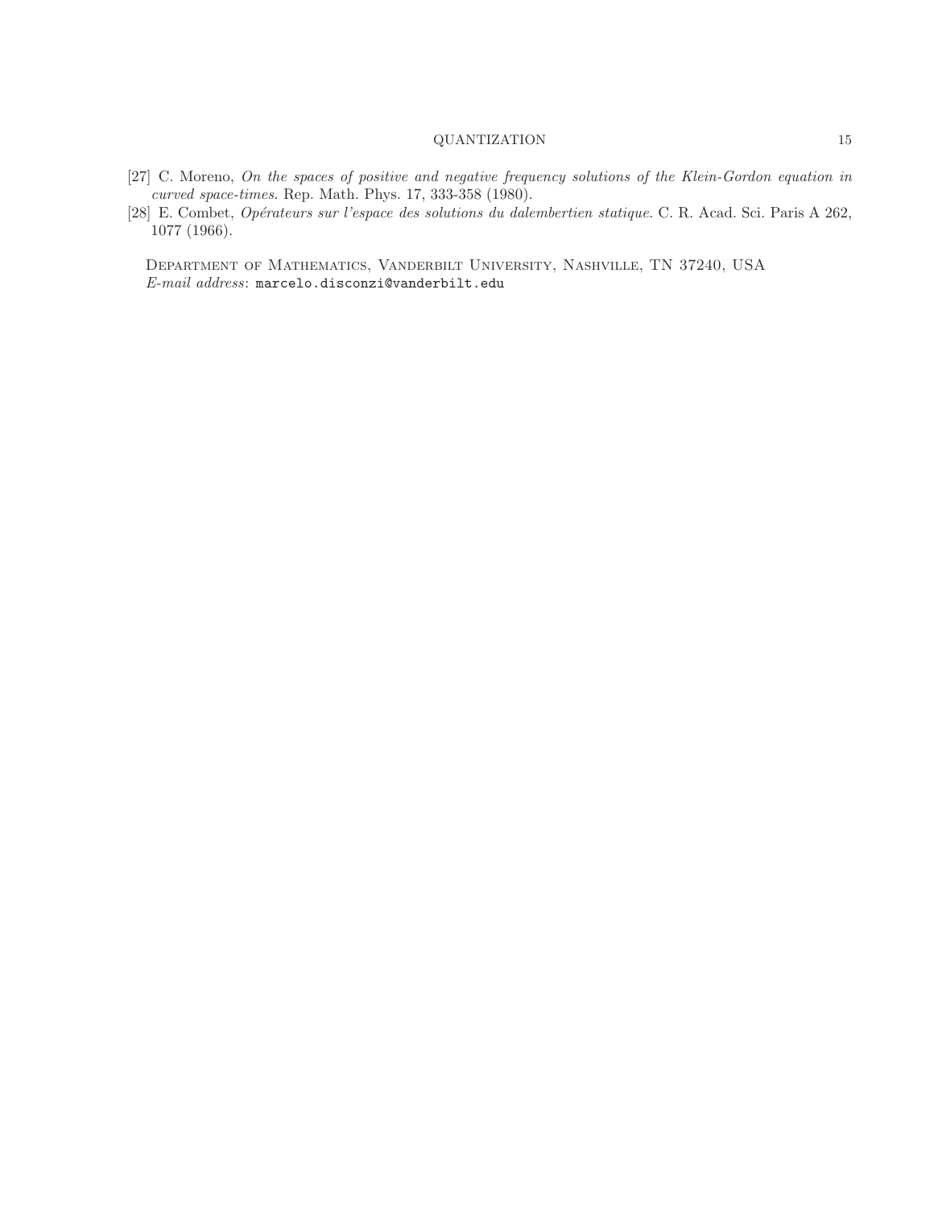[27] C. Moreno, *On the spaces of positive and negative frequency solutions of the Klein-Gordon equation in curved space-times.* Rep. Math. Phys. 17, 333-358 (1980).

[28] E. Combet, *Opérateurs sur l'espace des solutions du dalembertien statique.* C. R. Acad. Sci. Paris A 262, 1077 (1966).

Department of Mathematics, Vanderbilt University, Nashville, TN 37240, USA
*E-mail address*: `marcelo.disconzi@vanderbilt.edu`